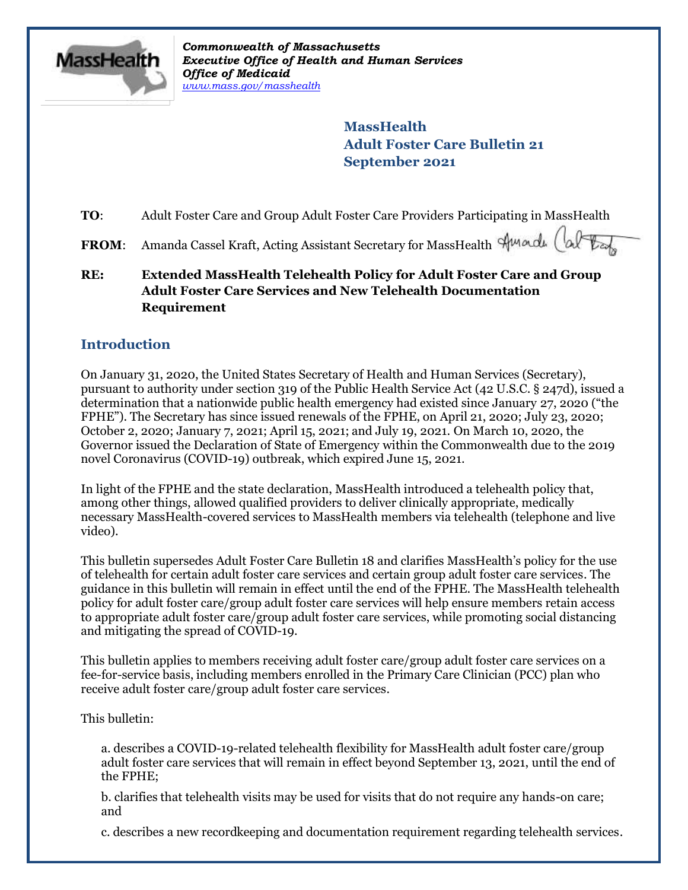*Commonwealth of Massachusetts*
*Executive Office of Health and Human Services*
*Office of Medicaid*
*www.mass.gov/masshealth*

**MassHealth**
**Adult Foster Care Bulletin 21**
**September 2021**

**TO**: Adult Foster Care and Group Adult Foster Care Providers Participating in MassHealth

**FROM**: Amanda Cassel Kraft, Acting Assistant Secretary for MassHealth

**RE: Extended MassHealth Telehealth Policy for Adult Foster Care and Group Adult Foster Care Services and New Telehealth Documentation Requirement**

## Introduction

On January 31, 2020, the United States Secretary of Health and Human Services (Secretary), pursuant to authority under section 319 of the Public Health Service Act (42 U.S.C. § 247d), issued a determination that a nationwide public health emergency had existed since January 27, 2020 ("the FPHE"). The Secretary has since issued renewals of the FPHE, on April 21, 2020; July 23, 2020; October 2, 2020; January 7, 2021; April 15, 2021; and July 19, 2021. On March 10, 2020, the Governor issued the Declaration of State of Emergency within the Commonwealth due to the 2019 novel Coronavirus (COVID-19) outbreak, which expired June 15, 2021.

In light of the FPHE and the state declaration, MassHealth introduced a telehealth policy that, among other things, allowed qualified providers to deliver clinically appropriate, medically necessary MassHealth-covered services to MassHealth members via telehealth (telephone and live video).

This bulletin supersedes Adult Foster Care Bulletin 18 and clarifies MassHealth's policy for the use of telehealth for certain adult foster care services and certain group adult foster care services. The guidance in this bulletin will remain in effect until the end of the FPHE. The MassHealth telehealth policy for adult foster care/group adult foster care services will help ensure members retain access to appropriate adult foster care/group adult foster care services, while promoting social distancing and mitigating the spread of COVID-19.

This bulletin applies to members receiving adult foster care/group adult foster care services on a fee-for-service basis, including members enrolled in the Primary Care Clinician (PCC) plan who receive adult foster care/group adult foster care services.

This bulletin:

a. describes a COVID-19-related telehealth flexibility for MassHealth adult foster care/group adult foster care services that will remain in effect beyond September 13, 2021, until the end of the FPHE;

b. clarifies that telehealth visits may be used for visits that do not require any hands-on care; and

c. describes a new recordkeeping and documentation requirement regarding telehealth services.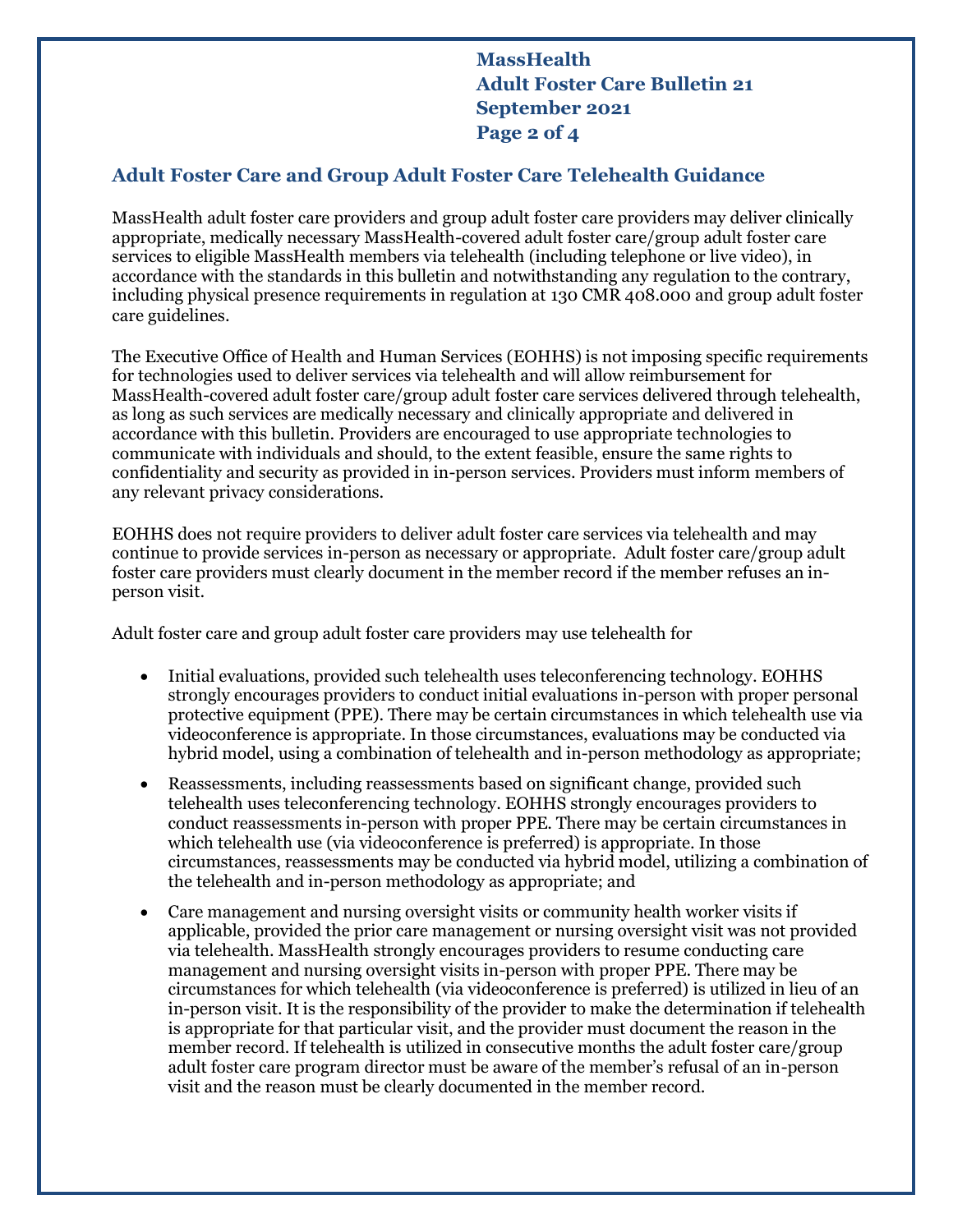## Adult Foster Care and Group Adult Foster Care Telehealth Guidance

MassHealth adult foster care providers and group adult foster care providers may deliver clinically appropriate, medically necessary MassHealth-covered adult foster care/group adult foster care services to eligible MassHealth members via telehealth (including telephone or live video), in accordance with the standards in this bulletin and notwithstanding any regulation to the contrary, including physical presence requirements in regulation at 130 CMR 408.000 and group adult foster care guidelines.

The Executive Office of Health and Human Services (EOHHS) is not imposing specific requirements for technologies used to deliver services via telehealth and will allow reimbursement for MassHealth-covered adult foster care/group adult foster care services delivered through telehealth, as long as such services are medically necessary and clinically appropriate and delivered in accordance with this bulletin. Providers are encouraged to use appropriate technologies to communicate with individuals and should, to the extent feasible, ensure the same rights to confidentiality and security as provided in in-person services. Providers must inform members of any relevant privacy considerations.

EOHHS does not require providers to deliver adult foster care services via telehealth and may continue to provide services in-person as necessary or appropriate. Adult foster care/group adult foster care providers must clearly document in the member record if the member refuses an in-person visit.

Adult foster care and group adult foster care providers may use telehealth for

- Initial evaluations, provided such telehealth uses teleconferencing technology. EOHHS strongly encourages providers to conduct initial evaluations in-person with proper personal protective equipment (PPE). There may be certain circumstances in which telehealth use via videoconference is appropriate. In those circumstances, evaluations may be conducted via hybrid model, using a combination of telehealth and in-person methodology as appropriate;
- Reassessments, including reassessments based on significant change, provided such telehealth uses teleconferencing technology. EOHHS strongly encourages providers to conduct reassessments in-person with proper PPE. There may be certain circumstances in which telehealth use (via videoconference is preferred) is appropriate. In those circumstances, reassessments may be conducted via hybrid model, utilizing a combination of the telehealth and in-person methodology as appropriate; and
- Care management and nursing oversight visits or community health worker visits if applicable, provided the prior care management or nursing oversight visit was not provided via telehealth. MassHealth strongly encourages providers to resume conducting care management and nursing oversight visits in-person with proper PPE. There may be circumstances for which telehealth (via videoconference is preferred) is utilized in lieu of an in-person visit. It is the responsibility of the provider to make the determination if telehealth is appropriate for that particular visit, and the provider must document the reason in the member record. If telehealth is utilized in consecutive months the adult foster care/group adult foster care program director must be aware of the member's refusal of an in-person visit and the reason must be clearly documented in the member record.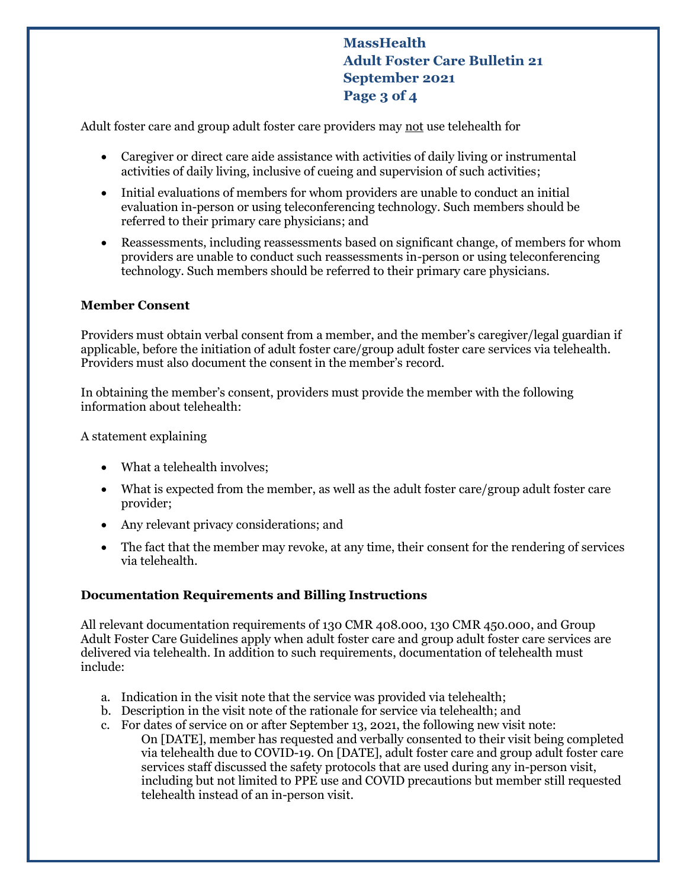Adult foster care and group adult foster care providers may <u>not</u> use telehealth for

- Caregiver or direct care aide assistance with activities of daily living or instrumental activities of daily living, inclusive of cueing and supervision of such activities;
- Initial evaluations of members for whom providers are unable to conduct an initial evaluation in-person or using teleconferencing technology. Such members should be referred to their primary care physicians; and
- Reassessments, including reassessments based on significant change, of members for whom providers are unable to conduct such reassessments in-person or using teleconferencing technology. Such members should be referred to their primary care physicians.

**Member Consent**

Providers must obtain verbal consent from a member, and the member's caregiver/legal guardian if applicable, before the initiation of adult foster care/group adult foster care services via telehealth. Providers must also document the consent in the member's record.

In obtaining the member's consent, providers must provide the member with the following information about telehealth:

A statement explaining

- What a telehealth involves;
- What is expected from the member, as well as the adult foster care/group adult foster care provider;
- Any relevant privacy considerations; and
- The fact that the member may revoke, at any time, their consent for the rendering of services via telehealth.

**Documentation Requirements and Billing Instructions**

All relevant documentation requirements of 130 CMR 408.000, 130 CMR 450.000, and Group Adult Foster Care Guidelines apply when adult foster care and group adult foster care services are delivered via telehealth. In addition to such requirements, documentation of telehealth must include:

a. Indication in the visit note that the service was provided via telehealth;
b. Description in the visit note of the rationale for service via telehealth; and
c. For dates of service on or after September 13, 2021, the following new visit note:
    On [DATE], member has requested and verbally consented to their visit being completed via telehealth due to COVID-19. On [DATE], adult foster care and group adult foster care services staff discussed the safety protocols that are used during any in-person visit, including but not limited to PPE use and COVID precautions but member still requested telehealth instead of an in-person visit.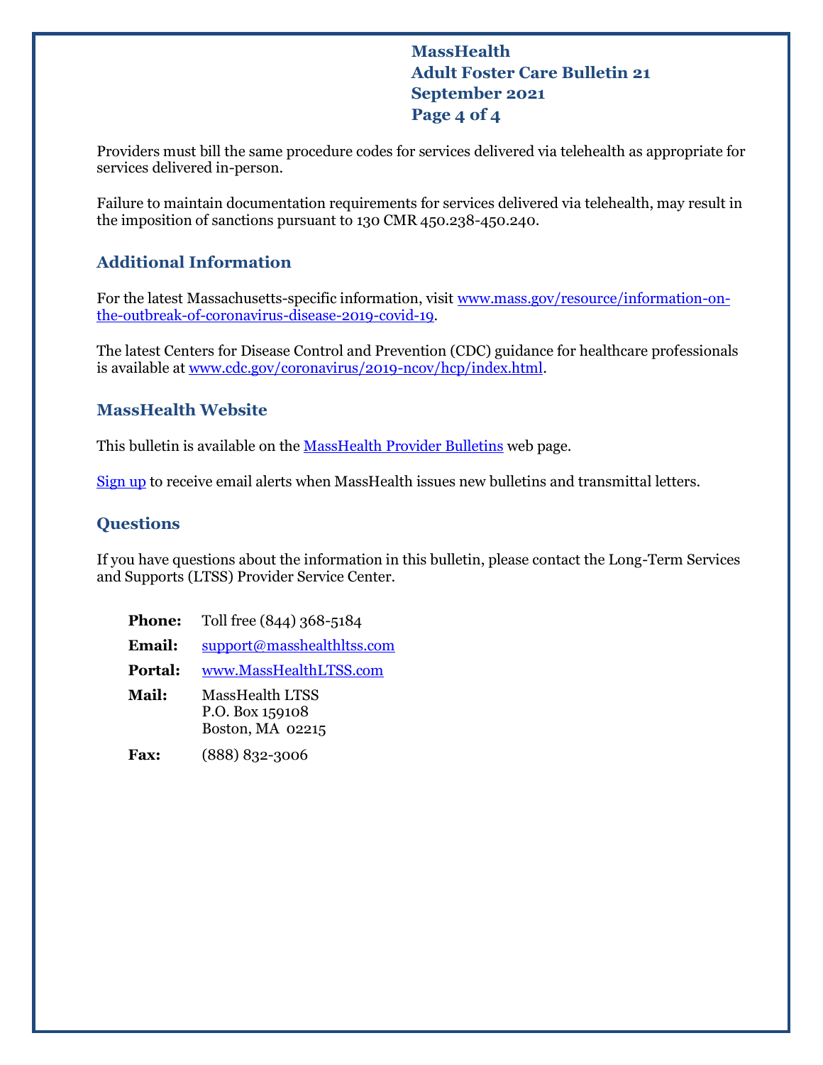Providers must bill the same procedure codes for services delivered via telehealth as appropriate for services delivered in-person.

Failure to maintain documentation requirements for services delivered via telehealth, may result in the imposition of sanctions pursuant to 130 CMR 450.238-450.240.

## Additional Information

For the latest Massachusetts-specific information, visit [www.mass.gov/resource/information-on-the-outbreak-of-coronavirus-disease-2019-covid-19](www.mass.gov/resource/information-on-the-outbreak-of-coronavirus-disease-2019-covid-19).

The latest Centers for Disease Control and Prevention (CDC) guidance for healthcare professionals is available at [www.cdc.gov/coronavirus/2019-ncov/hcp/index.html](www.cdc.gov/coronavirus/2019-ncov/hcp/index.html).

## MassHealth Website

This bulletin is available on the MassHealth Provider Bulletins web page.

Sign up to receive email alerts when MassHealth issues new bulletins and transmittal letters.

## Questions

If you have questions about the information in this bulletin, please contact the Long-Term Services and Supports (LTSS) Provider Service Center.

**Phone:** Toll free (844) 368-5184

**Email:** support@masshealthltss.com

**Portal:** www.MassHealthLTSS.com

**Mail:** MassHealth LTSS
P.O. Box 159108
Boston, MA 02215

**Fax:** (888) 832-3006